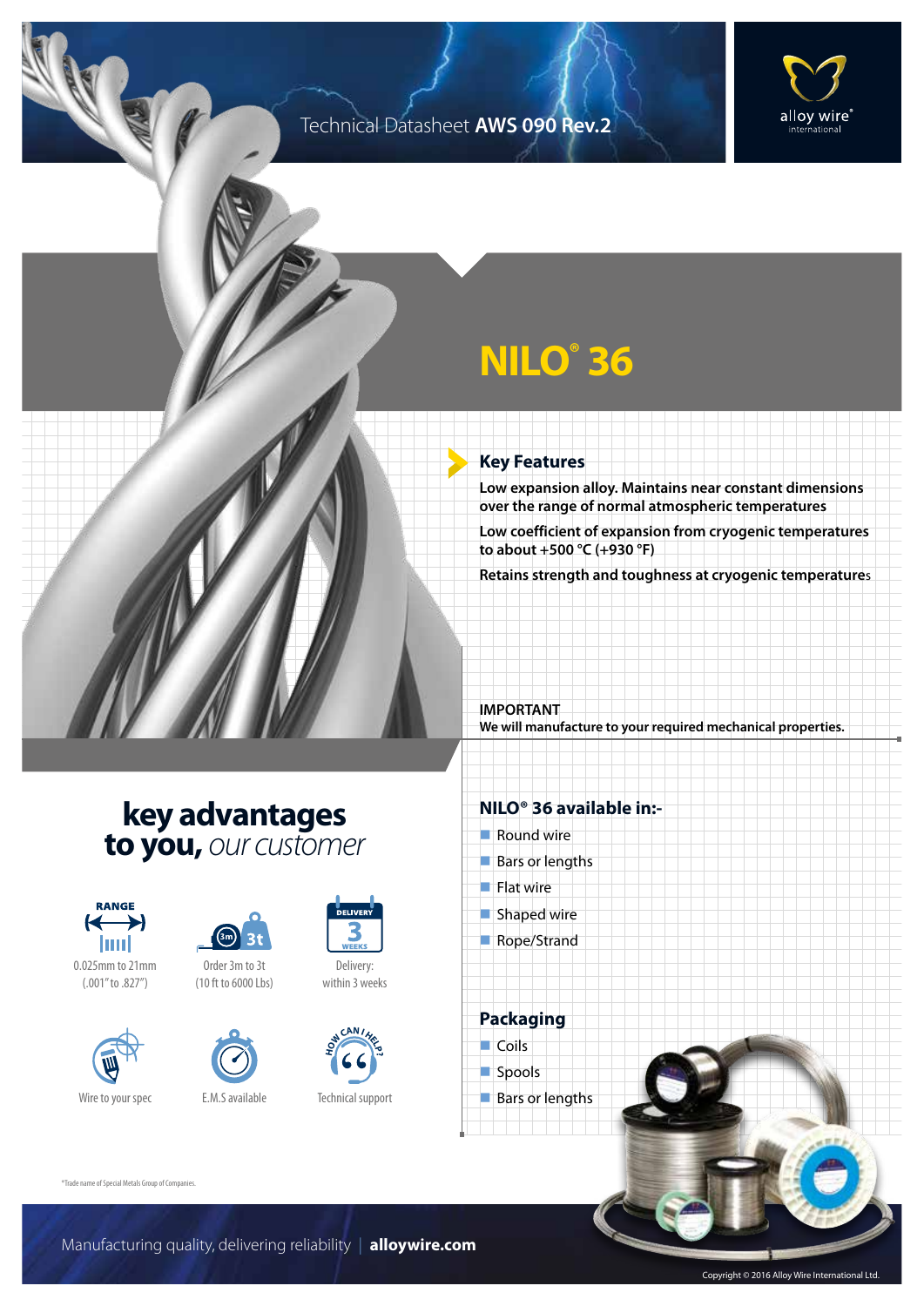Technical Datasheet **AWS 090 Rev.2**

# NILO® 36

## Key Features

**Low expansion alloy. Maintains near constant dimensions over the range of normal atmospheric temperatures**

**Low coefficient of expansion from cryogenic temperatures to about +500 °C (+930 °F)**

**Retains strength and toughness at cryogenic temperatures**

**IMPORTANT**
**We will manufacture to your required mechanical properties.**

## key advantages to you, *our customer*

- RANGE: 0.025mm to 21mm (.001" to .827")
- Order 3m to 3t (10 ft to 6000 Lbs)
- Delivery: within 3 weeks
- Wire to your spec
- E.M.S available
- Technical support

## NILO® 36 available in:-

- Round wire
- Bars or lengths
- Flat wire
- Shaped wire
- Rope/Strand

## Packaging

- Coils
- Spools
- Bars or lengths

*Trade name of Special Metals Group of Companies.

Manufacturing quality, delivering reliability | **alloywire.com**

Copyright © 2016 Alloy Wire International Ltd.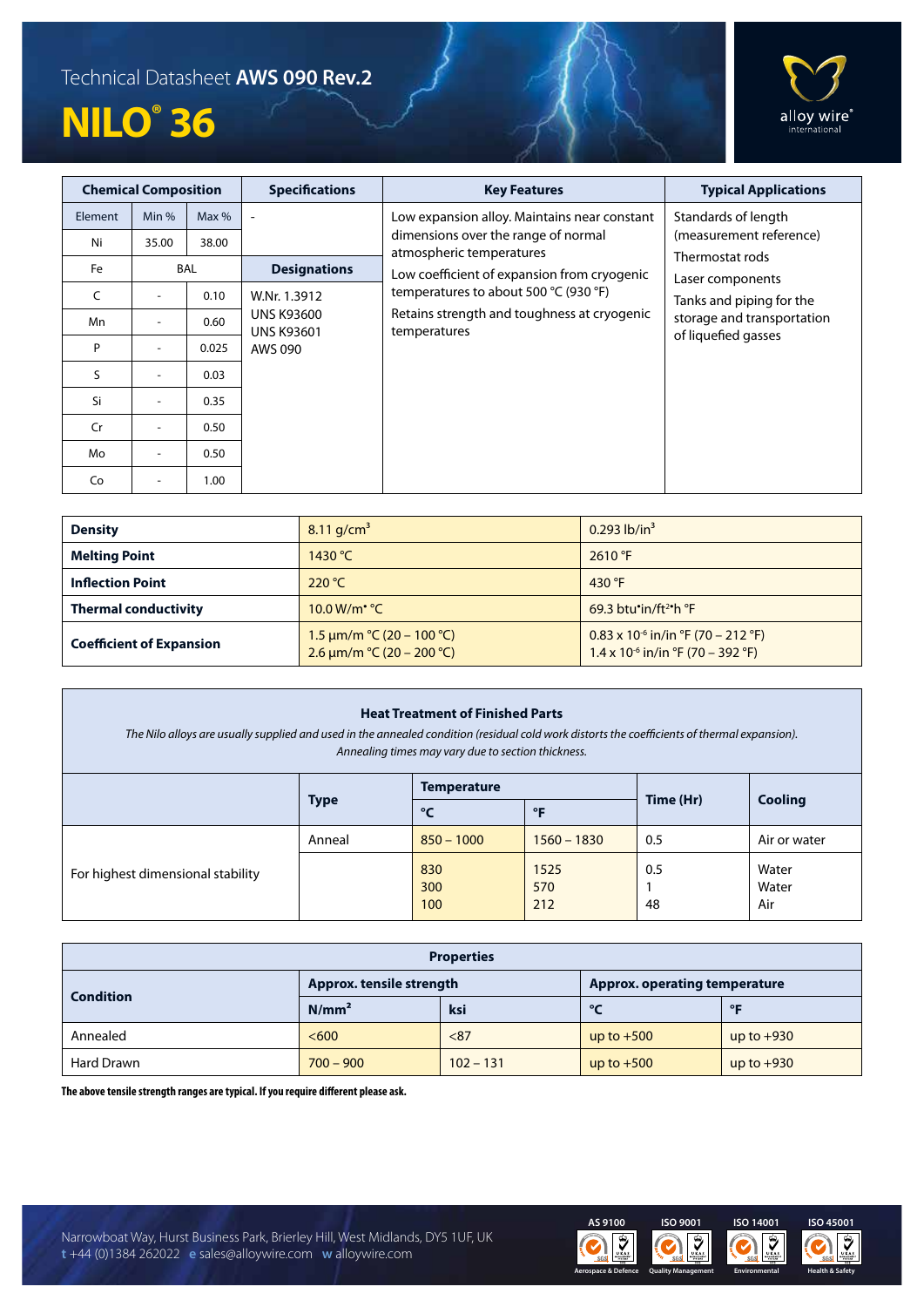Technical Datasheet **AWS 090 Rev.2**

# NILO® 36

| Chemical Composition | | | Specifications | Key Features | Typical Applications |
|---|---|---|---|---|---|
| Element | Min % | Max % | - | Low expansion alloy. Maintains near constant dimensions over the range of normal atmospheric temperatures<br>Low coefficient of expansion from cryogenic temperatures to about 500 °C (930 °F)<br>Retains strength and toughness at cryogenic temperatures | Standards of length (measurement reference)<br>Thermostat rods<br>Laser components<br>Tanks and piping for the storage and transportation of liquefied gasses |
| Ni | 35.00 | 38.00 | | | |
| Fe | BAL | | **Designations** | | |
| C | - | 0.10 | W.Nr. 1.3912<br>UNS K93600<br>UNS K93601<br>AWS 090 | | |
| Mn | - | 0.60 | | | |
| P | - | 0.025 | | | |
| S | - | 0.03 | | | |
| Si | - | 0.35 | | | |
| Cr | - | 0.50 | | | |
| Mo | - | 0.50 | | | |
| Co | - | 1.00 | | | |

| | | |
|---|---|---|
| **Density** | 8.11 g/cm³ | 0.293 lb/in³ |
| **Melting Point** | 1430 °C | 2610 °F |
| **Inflection Point** | 220 °C | 430 °F |
| **Thermal conductivity** | 10.0 W/m• °C | 69.3 btu•in/ft²•h °F |
| **Coefficient of Expansion** | 1.5 µm/m °C (20 – 100 °C)<br>2.6 µm/m °C (20 – 200 °C) | 0.83 x $10^{-6}$ in/in °F (70 – 212 °F)<br>1.4 x $10^{-6}$ in/in °F (70 – 392 °F) |

**Heat Treatment of Finished Parts**

*The Nilo alloys are usually supplied and used in the annealed condition (residual cold work distorts the coefficients of thermal expansion). Annealing times may vary due to section thickness.*

| | Type | Temperature | | Time (Hr) | Cooling |
|---|---|---|---|---|---|
| | | °C | °F | | |
| For highest dimensional stability | Anneal | 850 – 1000 | 1560 – 1830 | 0.5 | Air or water |
| | | 830<br>300<br>100 | 1525<br>570<br>212 | 0.5<br>1<br>48 | Water<br>Water<br>Air |

| Properties | | | | |
|---|---|---|---|---|
| Condition | Approx. tensile strength | | Approx. operating temperature | |
| | N/mm² | ksi | °C | °F |
| Annealed | <600 | <87 | up to +500 | up to +930 |
| Hard Drawn | 700 – 900 | 102 – 131 | up to +500 | up to +930 |

**The above tensile strength ranges are typical. If you require different please ask.**

Narrowboat Way, Hurst Business Park, Brierley Hill, West Midlands, DY5 1UF, UK
t +44 (0)1384 262022 e sales@alloywire.com w alloywire.com

AS 9100 Aerospace & Defence | ISO 9001 Quality Management | ISO 14001 Environmental | ISO 45001 Health & Safety